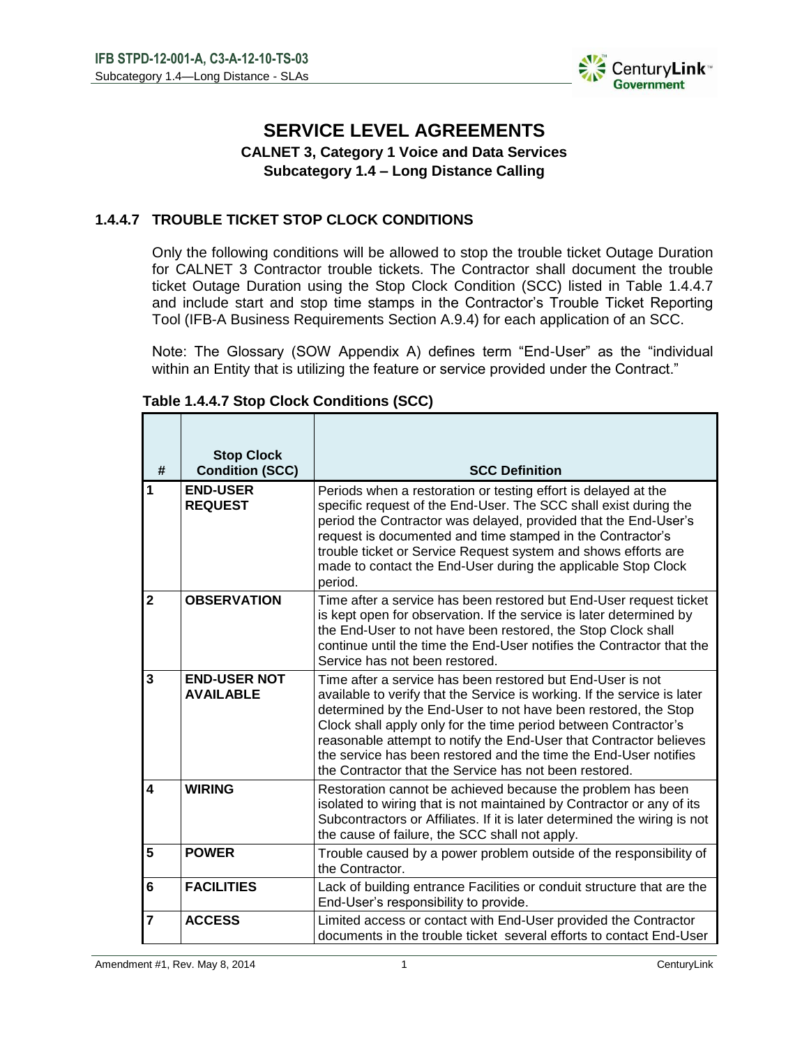# SERVICE LEVEL AGREEMENTS

**CALNET 3, Category 1 Voice and Data Services**
**Subcategory 1.4 – Long Distance Calling**

### 1.4.4.7 TROUBLE TICKET STOP CLOCK CONDITIONS

Only the following conditions will be allowed to stop the trouble ticket Outage Duration for CALNET 3 Contractor trouble tickets. The Contractor shall document the trouble ticket Outage Duration using the Stop Clock Condition (SCC) listed in Table 1.4.4.7 and include start and stop time stamps in the Contractor's Trouble Ticket Reporting Tool (IFB-A Business Requirements Section A.9.4) for each application of an SCC.

Note: The Glossary (SOW Appendix A) defines term "End-User" as the "individual within an Entity that is utilizing the feature or service provided under the Contract."

**Table 1.4.4.7 Stop Clock Conditions (SCC)**

| # | Stop Clock Condition (SCC) | SCC Definition |
|---|---|---|
| 1 | **END-USER REQUEST** | Periods when a restoration or testing effort is delayed at the specific request of the End-User. The SCC shall exist during the period the Contractor was delayed, provided that the End-User's request is documented and time stamped in the Contractor's trouble ticket or Service Request system and shows efforts are made to contact the End-User during the applicable Stop Clock period. |
| 2 | **OBSERVATION** | Time after a service has been restored but End-User request ticket is kept open for observation. If the service is later determined by the End-User to not have been restored, the Stop Clock shall continue until the time the End-User notifies the Contractor that the Service has not been restored. |
| 3 | **END-USER NOT AVAILABLE** | Time after a service has been restored but End-User is not available to verify that the Service is working. If the service is later determined by the End-User to not have been restored, the Stop Clock shall apply only for the time period between Contractor's reasonable attempt to notify the End-User that Contractor believes the service has been restored and the time the End-User notifies the Contractor that the Service has not been restored. |
| 4 | **WIRING** | Restoration cannot be achieved because the problem has been isolated to wiring that is not maintained by Contractor or any of its Subcontractors or Affiliates. If it is later determined the wiring is not the cause of failure, the SCC shall not apply. |
| 5 | **POWER** | Trouble caused by a power problem outside of the responsibility of the Contractor. |
| 6 | **FACILITIES** | Lack of building entrance Facilities or conduit structure that are the End-User's responsibility to provide. |
| 7 | **ACCESS** | Limited access or contact with End-User provided the Contractor documents in the trouble ticket several efforts to contact End-User |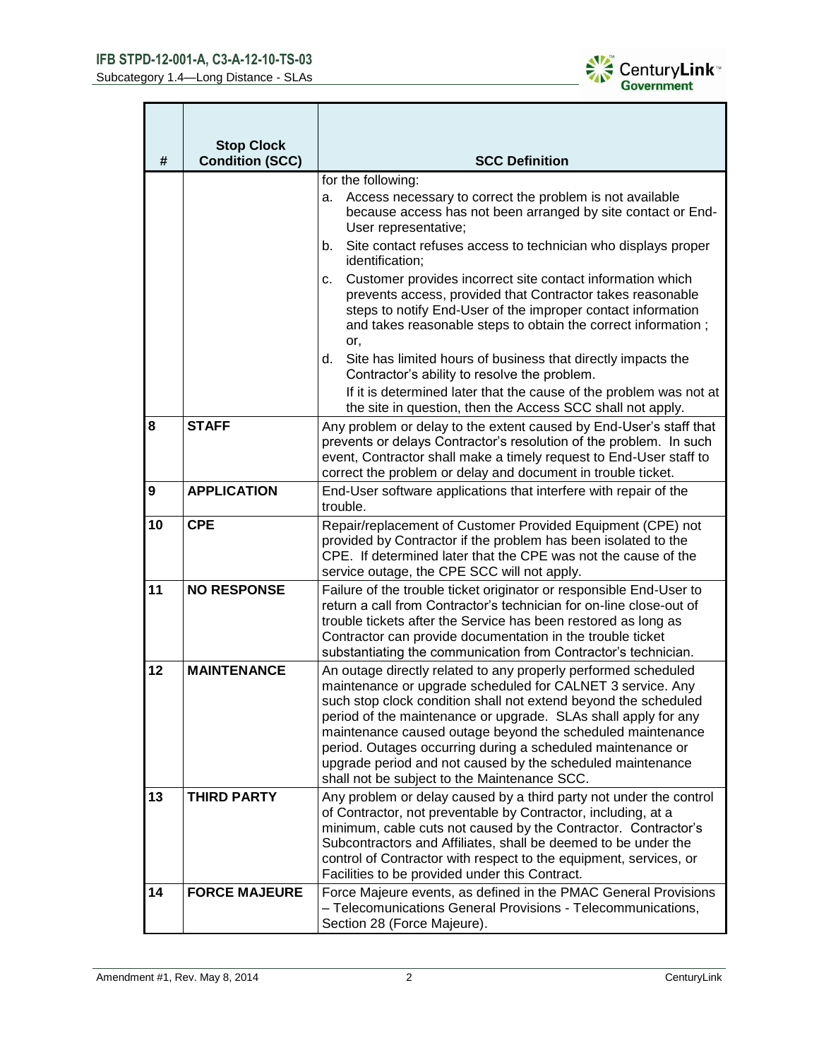| # | Stop Clock Condition (SCC) | SCC Definition |
|---|---|---|
| | | for the following:<br>a. Access necessary to correct the problem is not available because access has not been arranged by site contact or End-User representative;<br>b. Site contact refuses access to technician who displays proper identification;<br>c. Customer provides incorrect site contact information which prevents access, provided that Contractor takes reasonable steps to notify End-User of the improper contact information and takes reasonable steps to obtain the correct information ; or,<br>d. Site has limited hours of business that directly impacts the Contractor's ability to resolve the problem.<br>If it is determined later that the cause of the problem was not at the site in question, then the Access SCC shall not apply. |
| 8 | STAFF | Any problem or delay to the extent caused by End-User's staff that prevents or delays Contractor's resolution of the problem. In such event, Contractor shall make a timely request to End-User staff to correct the problem or delay and document in trouble ticket. |
| 9 | APPLICATION | End-User software applications that interfere with repair of the trouble. |
| 10 | CPE | Repair/replacement of Customer Provided Equipment (CPE) not provided by Contractor if the problem has been isolated to the CPE. If determined later that the CPE was not the cause of the service outage, the CPE SCC will not apply. |
| 11 | NO RESPONSE | Failure of the trouble ticket originator or responsible End-User to return a call from Contractor's technician for on-line close-out of trouble tickets after the Service has been restored as long as Contractor can provide documentation in the trouble ticket substantiating the communication from Contractor's technician. |
| 12 | MAINTENANCE | An outage directly related to any properly performed scheduled maintenance or upgrade scheduled for CALNET 3 service. Any such stop clock condition shall not extend beyond the scheduled period of the maintenance or upgrade. SLAs shall apply for any maintenance caused outage beyond the scheduled maintenance period. Outages occurring during a scheduled maintenance or upgrade period and not caused by the scheduled maintenance shall not be subject to the Maintenance SCC. |
| 13 | THIRD PARTY | Any problem or delay caused by a third party not under the control of Contractor, not preventable by Contractor, including, at a minimum, cable cuts not caused by the Contractor. Contractor's Subcontractors and Affiliates, shall be deemed to be under the control of Contractor with respect to the equipment, services, or Facilities to be provided under this Contract. |
| 14 | FORCE MAJEURE | Force Majeure events, as defined in the PMAC General Provisions – Telecomunications General Provisions - Telecommunications, Section 28 (Force Majeure). |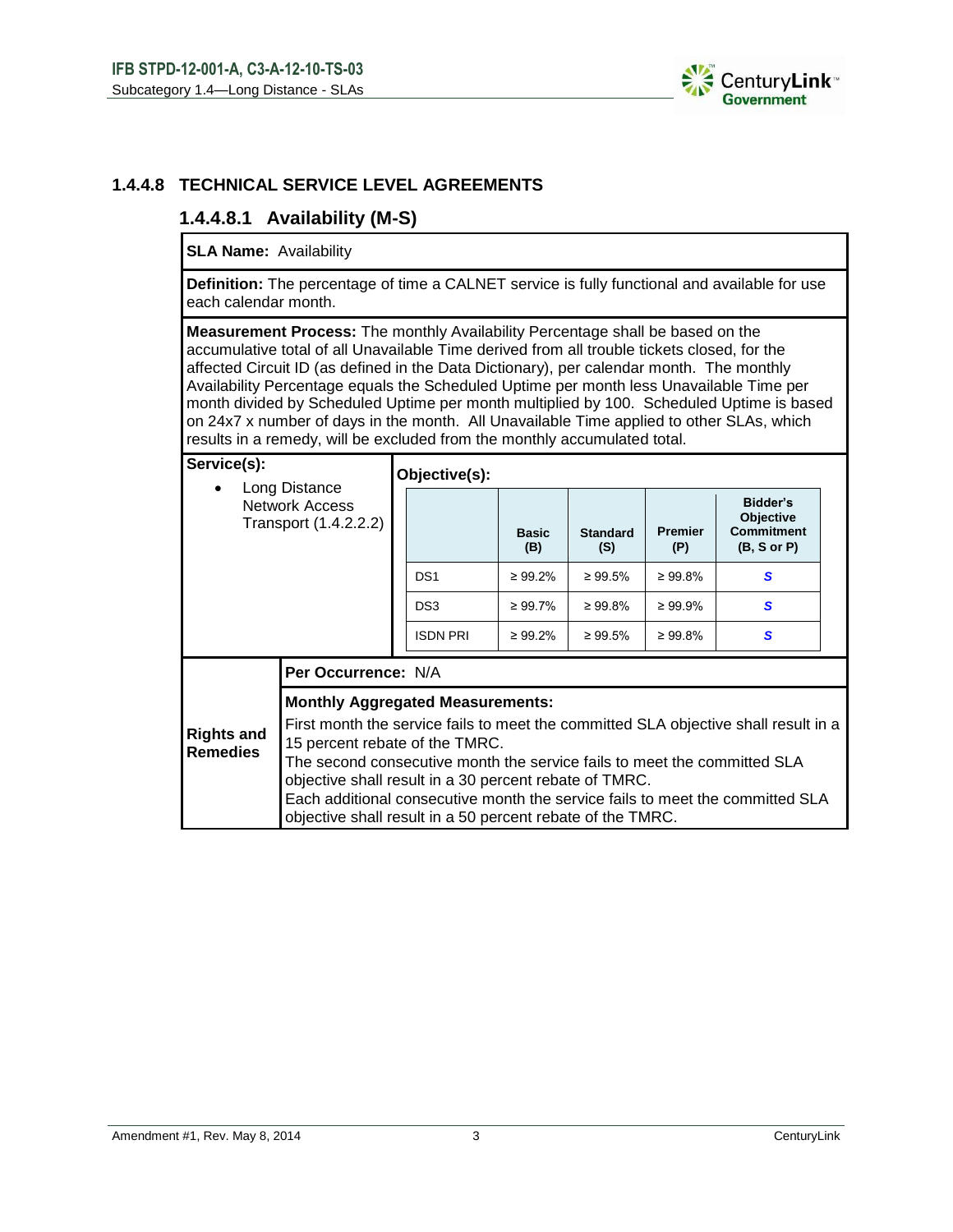### 1.4.4.8 TECHNICAL SERVICE LEVEL AGREEMENTS

#### 1.4.4.8.1 Availability (M-S)

**SLA Name:** Availability

**Definition:** The percentage of time a CALNET service is fully functional and available for use each calendar month.

**Measurement Process:** The monthly Availability Percentage shall be based on the accumulative total of all Unavailable Time derived from all trouble tickets closed, for the affected Circuit ID (as defined in the Data Dictionary), per calendar month. The monthly Availability Percentage equals the Scheduled Uptime per month less Unavailable Time per month divided by Scheduled Uptime per month multiplied by 100. Scheduled Uptime is based on 24x7 x number of days in the month. All Unavailable Time applied to other SLAs, which results in a remedy, will be excluded from the monthly accumulated total.

**Service(s):**

- Long Distance Network Access Transport (1.4.2.2.2)

**Objective(s):**

| | Basic (B) | Standard (S) | Premier (P) | Bidder's Objective Commitment (B, S or P) |
|---|---|---|---|---|
| DS1 | ≥ 99.2% | ≥ 99.5% | ≥ 99.8% | *S* |
| DS3 | ≥ 99.7% | ≥ 99.8% | ≥ 99.9% | *S* |
| ISDN PRI | ≥ 99.2% | ≥ 99.5% | ≥ 99.8% | *S* |

**Rights and Remedies**

**Per Occurrence:** N/A

**Monthly Aggregated Measurements:**

First month the service fails to meet the committed SLA objective shall result in a 15 percent rebate of the TMRC.

The second consecutive month the service fails to meet the committed SLA objective shall result in a 30 percent rebate of TMRC.

Each additional consecutive month the service fails to meet the committed SLA objective shall result in a 50 percent rebate of the TMRC.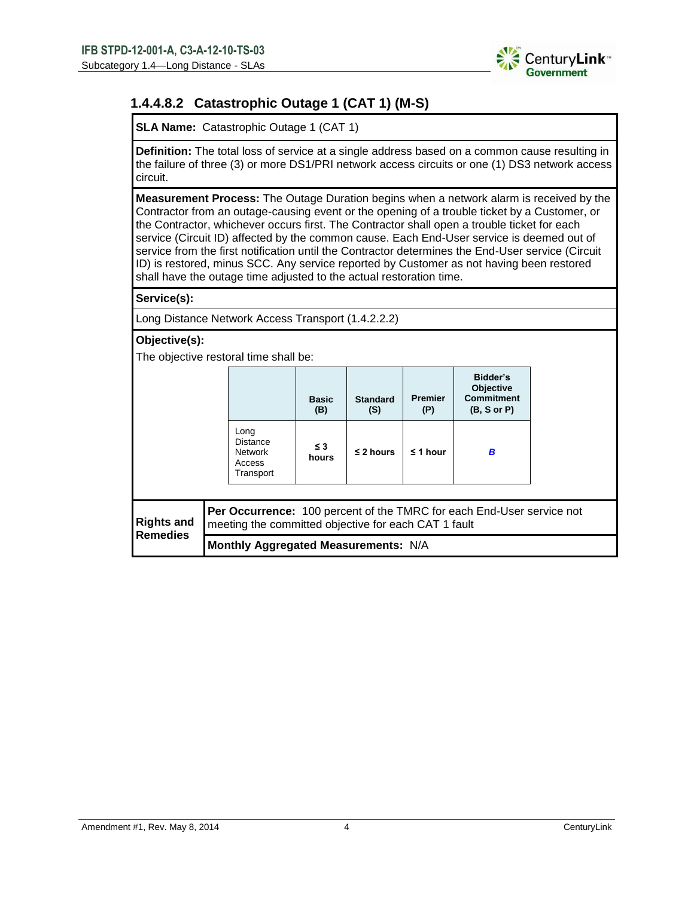### 1.4.4.8.2 Catastrophic Outage 1 (CAT 1) (M-S)

**SLA Name:** Catastrophic Outage 1 (CAT 1)

**Definition:** The total loss of service at a single address based on a common cause resulting in the failure of three (3) or more DS1/PRI network access circuits or one (1) DS3 network access circuit.

**Measurement Process:** The Outage Duration begins when a network alarm is received by the Contractor from an outage-causing event or the opening of a trouble ticket by a Customer, or the Contractor, whichever occurs first. The Contractor shall open a trouble ticket for each service (Circuit ID) affected by the common cause. Each End-User service is deemed out of service from the first notification until the Contractor determines the End-User service (Circuit ID) is restored, minus SCC. Any service reported by Customer as not having been restored shall have the outage time adjusted to the actual restoration time.

**Service(s):**

Long Distance Network Access Transport (1.4.2.2.2)

**Objective(s):**

The objective restoral time shall be:

| | Basic (B) | Standard (S) | Premier (P) | Bidder's Objective Commitment (B, S or P) |
|---|---|---|---|---|
| Long Distance Network Access Transport | ≤ 3 hours | ≤ 2 hours | ≤ 1 hour | *B* |

**Rights and Remedies**

**Per Occurrence:** 100 percent of the TMRC for each End-User service not meeting the committed objective for each CAT 1 fault

**Monthly Aggregated Measurements:** N/A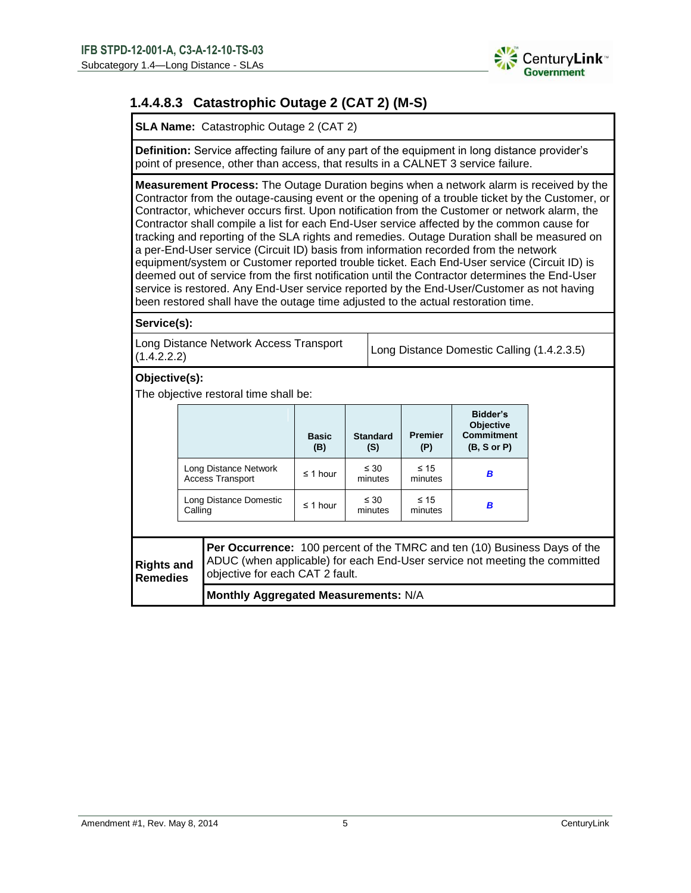### 1.4.4.8.3 Catastrophic Outage 2 (CAT 2) (M-S)

**SLA Name:** Catastrophic Outage 2 (CAT 2)

**Definition:** Service affecting failure of any part of the equipment in long distance provider's point of presence, other than access, that results in a CALNET 3 service failure.

**Measurement Process:** The Outage Duration begins when a network alarm is received by the Contractor from the outage-causing event or the opening of a trouble ticket by the Customer, or Contractor, whichever occurs first. Upon notification from the Customer or network alarm, the Contractor shall compile a list for each End-User service affected by the common cause for tracking and reporting of the SLA rights and remedies. Outage Duration shall be measured on a per-End-User service (Circuit ID) basis from information recorded from the network equipment/system or Customer reported trouble ticket. Each End-User service (Circuit ID) is deemed out of service from the first notification until the Contractor determines the End-User service is restored. Any End-User service reported by the End-User/Customer as not having been restored shall have the outage time adjusted to the actual restoration time.

**Service(s):**

| | |
|---|---|
| Long Distance Network Access Transport (1.4.2.2.2) | Long Distance Domestic Calling (1.4.2.3.5) |

**Objective(s):**

The objective restoral time shall be:

| | Basic (B) | Standard (S) | Premier (P) | Bidder's Objective Commitment (B, S or P) |
|---|---|---|---|---|
| Long Distance Network Access Transport | ≤ 1 hour | ≤ 30 minutes | ≤ 15 minutes | *B* |
| Long Distance Domestic Calling | ≤ 1 hour | ≤ 30 minutes | ≤ 15 minutes | *B* |

| | |
|---|---|
| **Rights and Remedies** | **Per Occurrence:** 100 percent of the TMRC and ten (10) Business Days of the ADUC (when applicable) for each End-User service not meeting the committed objective for each CAT 2 fault. |
| | **Monthly Aggregated Measurements:** N/A |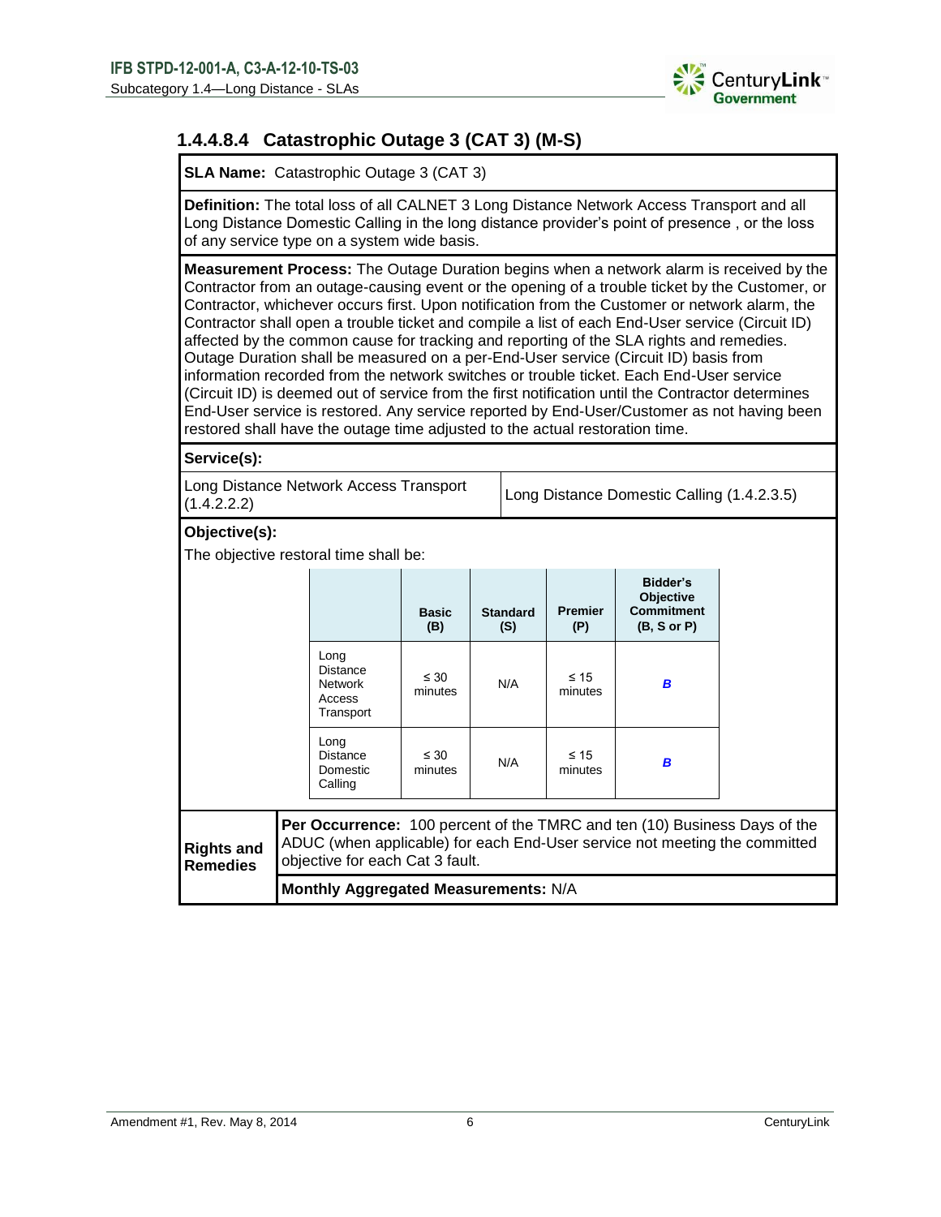### 1.4.4.8.4 Catastrophic Outage 3 (CAT 3) (M-S)

**SLA Name:** Catastrophic Outage 3 (CAT 3)

**Definition:** The total loss of all CALNET 3 Long Distance Network Access Transport and all Long Distance Domestic Calling in the long distance provider's point of presence , or the loss of any service type on a system wide basis.

**Measurement Process:** The Outage Duration begins when a network alarm is received by the Contractor from an outage-causing event or the opening of a trouble ticket by the Customer, or Contractor, whichever occurs first. Upon notification from the Customer or network alarm, the Contractor shall open a trouble ticket and compile a list of each End-User service (Circuit ID) affected by the common cause for tracking and reporting of the SLA rights and remedies. Outage Duration shall be measured on a per-End-User service (Circuit ID) basis from information recorded from the network switches or trouble ticket. Each End-User service (Circuit ID) is deemed out of service from the first notification until the Contractor determines End-User service is restored. Any service reported by End-User/Customer as not having been restored shall have the outage time adjusted to the actual restoration time.

**Service(s):**

| | |
|---|---|
| Long Distance Network Access Transport (1.4.2.2.2) | Long Distance Domestic Calling (1.4.2.3.5) |

**Objective(s):**

The objective restoral time shall be:

| | Basic (B) | Standard (S) | Premier (P) | Bidder's Objective Commitment (B, S or P) |
|---|---|---|---|---|
| Long Distance Network Access Transport | ≤ 30 minutes | N/A | ≤ 15 minutes | ***B*** |
| Long Distance Domestic Calling | ≤ 30 minutes | N/A | ≤ 15 minutes | ***B*** |

**Rights and Remedies**

**Per Occurrence:** 100 percent of the TMRC and ten (10) Business Days of the ADUC (when applicable) for each End-User service not meeting the committed objective for each Cat 3 fault.

**Monthly Aggregated Measurements:** N/A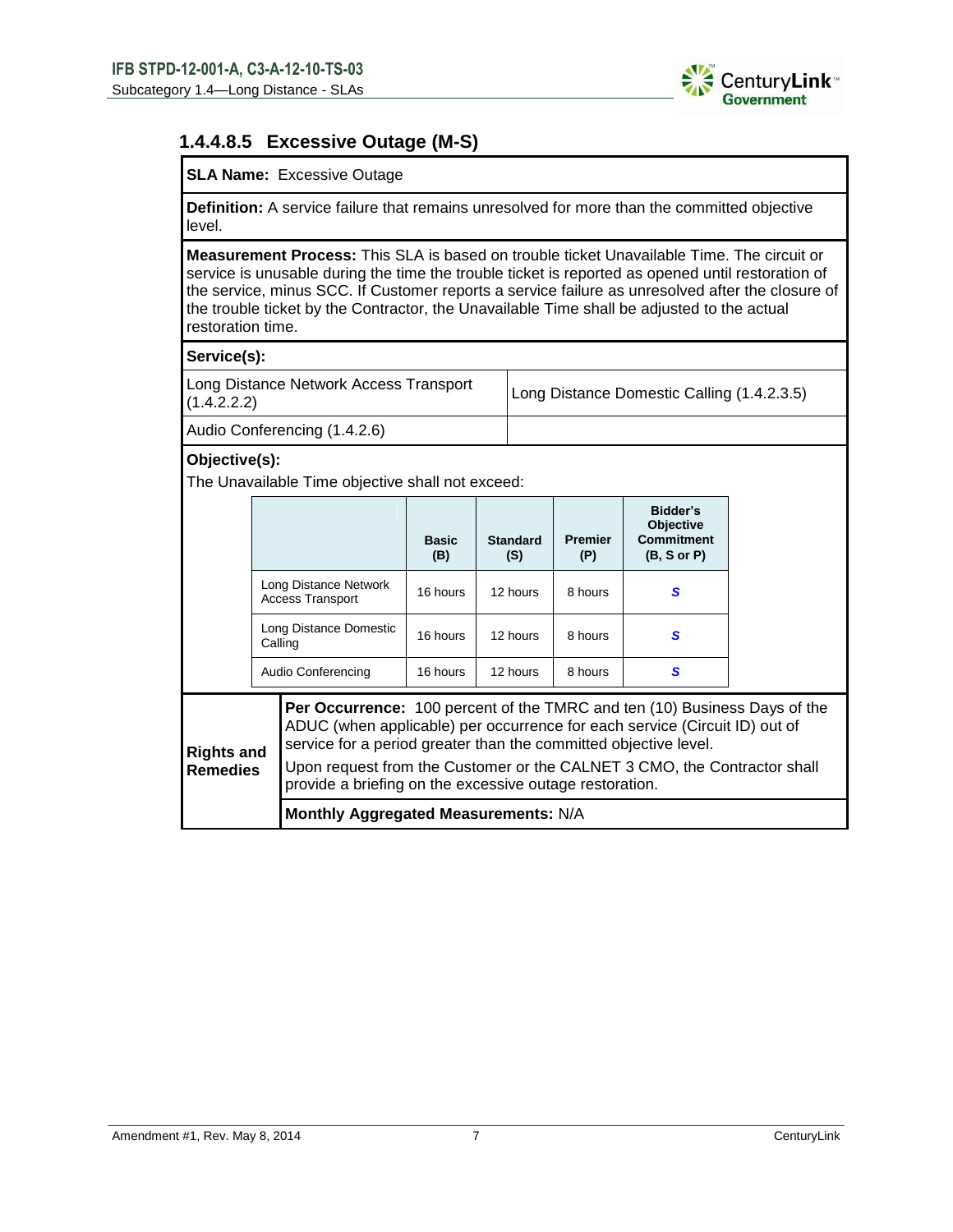### 1.4.4.8.5 Excessive Outage (M-S)

**SLA Name:** Excessive Outage

**Definition:** A service failure that remains unresolved for more than the committed objective level.

**Measurement Process:** This SLA is based on trouble ticket Unavailable Time. The circuit or service is unusable during the time the trouble ticket is reported as opened until restoration of the service, minus SCC. If Customer reports a service failure as unresolved after the closure of the trouble ticket by the Contractor, the Unavailable Time shall be adjusted to the actual restoration time.

**Service(s):**

| | |
|---|---|
| Long Distance Network Access Transport (1.4.2.2.2) | Long Distance Domestic Calling (1.4.2.3.5) |
| Audio Conferencing (1.4.2.6) | |

**Objective(s):**

The Unavailable Time objective shall not exceed:

| | Basic (B) | Standard (S) | Premier (P) | Bidder's Objective Commitment (B, S or P) |
|---|---|---|---|---|
| Long Distance Network Access Transport | 16 hours | 12 hours | 8 hours | *S* |
| Long Distance Domestic Calling | 16 hours | 12 hours | 8 hours | *S* |
| Audio Conferencing | 16 hours | 12 hours | 8 hours | *S* |

**Rights and Remedies**

**Per Occurrence:** 100 percent of the TMRC and ten (10) Business Days of the ADUC (when applicable) per occurrence for each service (Circuit ID) out of service for a period greater than the committed objective level.

Upon request from the Customer or the CALNET 3 CMO, the Contractor shall provide a briefing on the excessive outage restoration.

**Monthly Aggregated Measurements:** N/A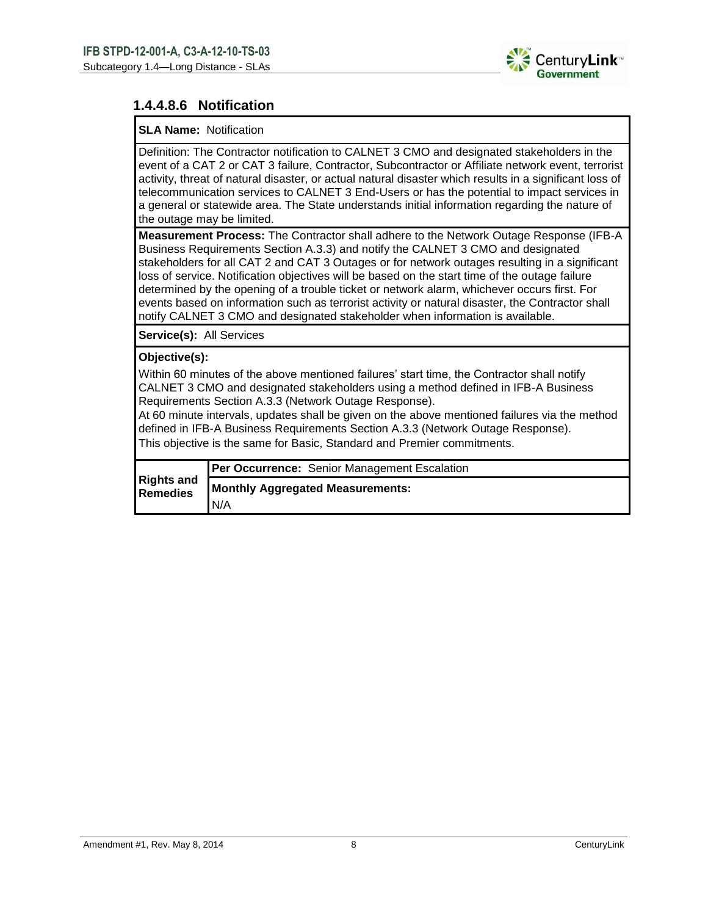### 1.4.4.8.6 Notification

| | | |
|---|---|---|
| **SLA Name:** Notification | | |
| Definition: The Contractor notification to CALNET 3 CMO and designated stakeholders in the event of a CAT 2 or CAT 3 failure, Contractor, Subcontractor or Affiliate network event, terrorist activity, threat of natural disaster, or actual natural disaster which results in a significant loss of telecommunication services to CALNET 3 End-Users or has the potential to impact services in a general or statewide area. The State understands initial information regarding the nature of the outage may be limited. | | |
| **Measurement Process:** The Contractor shall adhere to the Network Outage Response (IFB-A Business Requirements Section A.3.3) and notify the CALNET 3 CMO and designated stakeholders for all CAT 2 and CAT 3 Outages or for network outages resulting in a significant loss of service. Notification objectives will be based on the start time of the outage failure determined by the opening of a trouble ticket or network alarm, whichever occurs first. For events based on information such as terrorist activity or natural disaster, the Contractor shall notify CALNET 3 CMO and designated stakeholder when information is available. | | |
| **Service(s):** All Services | | |
| **Objective(s):**<br>Within 60 minutes of the above mentioned failures' start time, the Contractor shall notify CALNET 3 CMO and designated stakeholders using a method defined in IFB-A Business Requirements Section A.3.3 (Network Outage Response).<br>At 60 minute intervals, updates shall be given on the above mentioned failures via the method defined in IFB-A Business Requirements Section A.3.3 (Network Outage Response).<br>This objective is the same for Basic, Standard and Premier commitments. | | |
| **Rights and Remedies** | **Per Occurrence:** Senior Management Escalation | |
| | **Monthly Aggregated Measurements:**<br>N/A | |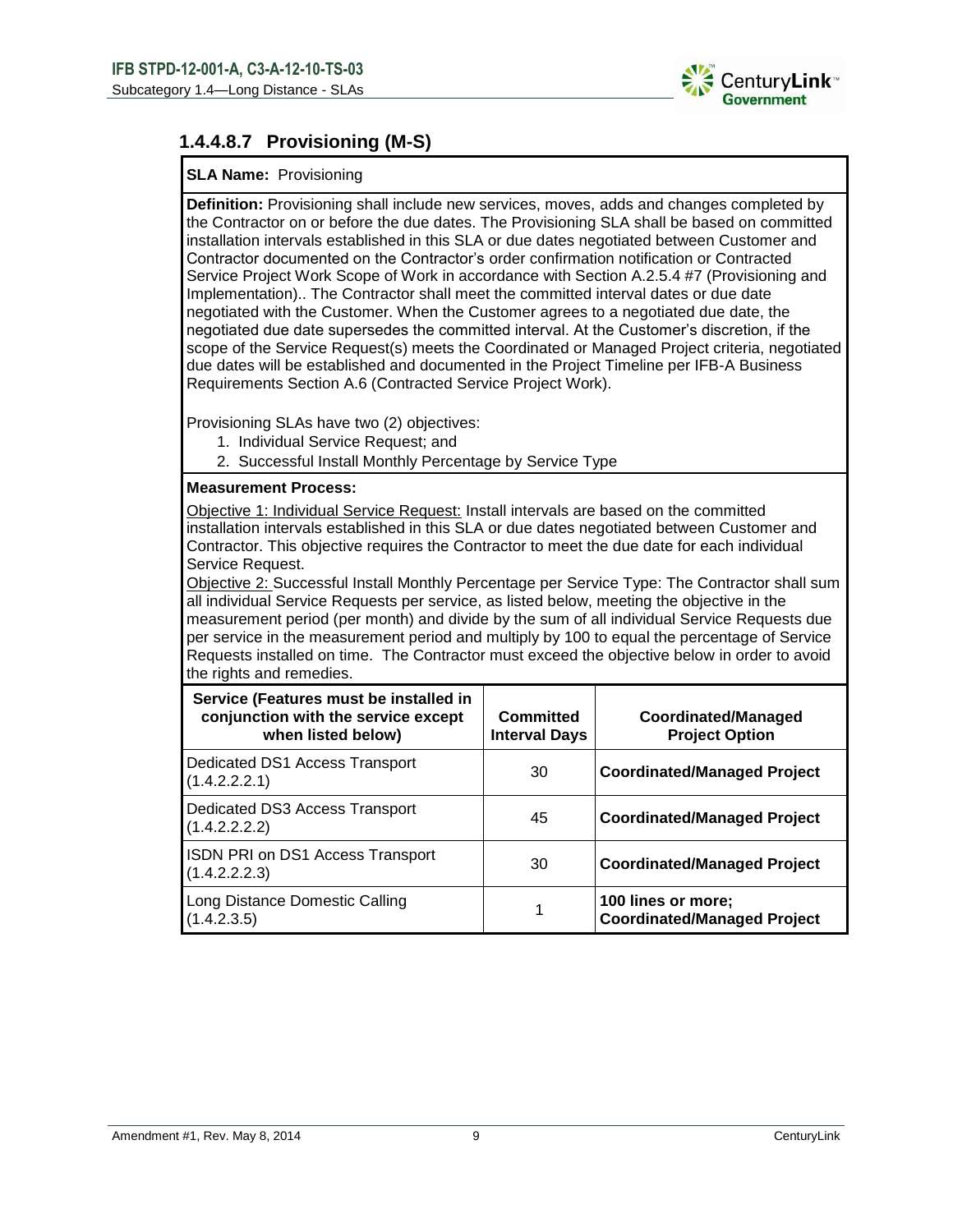### 1.4.4.8.7 Provisioning (M-S)

**SLA Name:** Provisioning

**Definition:** Provisioning shall include new services, moves, adds and changes completed by the Contractor on or before the due dates. The Provisioning SLA shall be based on committed installation intervals established in this SLA or due dates negotiated between Customer and Contractor documented on the Contractor's order confirmation notification or Contracted Service Project Work Scope of Work in accordance with Section A.2.5.4 #7 (Provisioning and Implementation).. The Contractor shall meet the committed interval dates or due date negotiated with the Customer. When the Customer agrees to a negotiated due date, the negotiated due date supersedes the committed interval. At the Customer's discretion, if the scope of the Service Request(s) meets the Coordinated or Managed Project criteria, negotiated due dates will be established and documented in the Project Timeline per IFB-A Business Requirements Section A.6 (Contracted Service Project Work).

Provisioning SLAs have two (2) objectives:

1. Individual Service Request; and
2. Successful Install Monthly Percentage by Service Type

**Measurement Process:**

Objective 1: Individual Service Request: Install intervals are based on the committed installation intervals established in this SLA or due dates negotiated between Customer and Contractor. This objective requires the Contractor to meet the due date for each individual Service Request.

Objective 2: Successful Install Monthly Percentage per Service Type: The Contractor shall sum all individual Service Requests per service, as listed below, meeting the objective in the measurement period (per month) and divide by the sum of all individual Service Requests due per service in the measurement period and multiply by 100 to equal the percentage of Service Requests installed on time. The Contractor must exceed the objective below in order to avoid the rights and remedies.

| Service (Features must be installed in conjunction with the service except when listed below) | Committed Interval Days | Coordinated/Managed Project Option |
|---|---|---|
| Dedicated DS1 Access Transport (1.4.2.2.2.1) | 30 | **Coordinated/Managed Project** |
| Dedicated DS3 Access Transport (1.4.2.2.2.2) | 45 | **Coordinated/Managed Project** |
| ISDN PRI on DS1 Access Transport (1.4.2.2.2.3) | 30 | **Coordinated/Managed Project** |
| Long Distance Domestic Calling (1.4.2.3.5) | 1 | **100 lines or more; Coordinated/Managed Project** |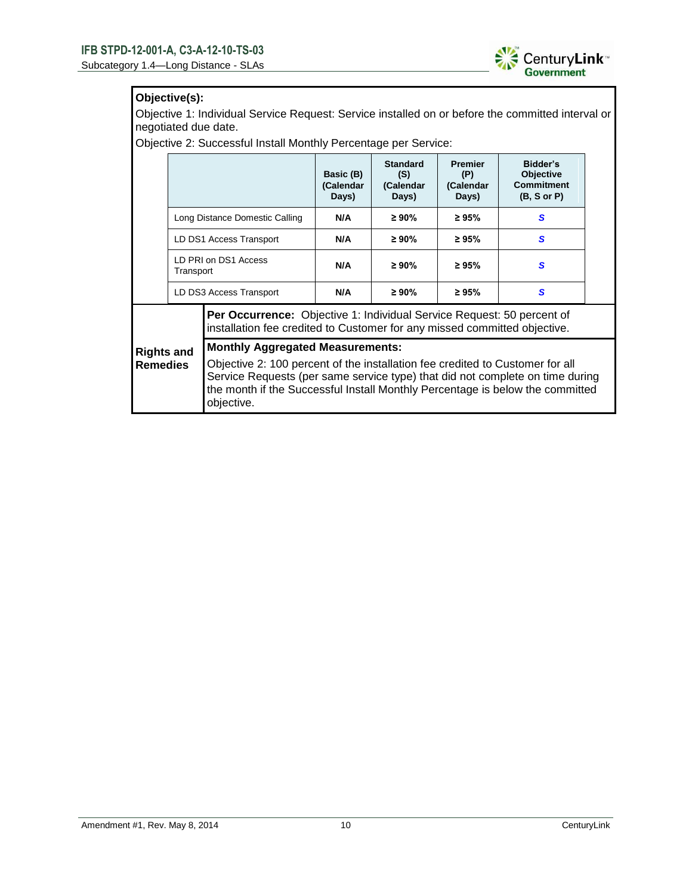**Objective(s):**

Objective 1: Individual Service Request: Service installed on or before the committed interval or negotiated due date.

Objective 2: Successful Install Monthly Percentage per Service:

| | Basic (B) (Calendar Days) | Standard (S) (Calendar Days) | Premier (P) (Calendar Days) | Bidder's Objective Commitment (B, S or P) |
|---|---|---|---|---|
| Long Distance Domestic Calling | N/A | ≥ 90% | ≥ 95% | *S* |
| LD DS1 Access Transport | N/A | ≥ 90% | ≥ 95% | *S* |
| LD PRI on DS1 Access Transport | N/A | ≥ 90% | ≥ 95% | *S* |
| LD DS3 Access Transport | N/A | ≥ 90% | ≥ 95% | *S* |

| | |
|---|---|
| **Rights and Remedies** | **Per Occurrence:** Objective 1: Individual Service Request: 50 percent of installation fee credited to Customer for any missed committed objective. |
| | **Monthly Aggregated Measurements:** Objective 2: 100 percent of the installation fee credited to Customer for all Service Requests (per same service type) that did not complete on time during the month if the Successful Install Monthly Percentage is below the committed objective. |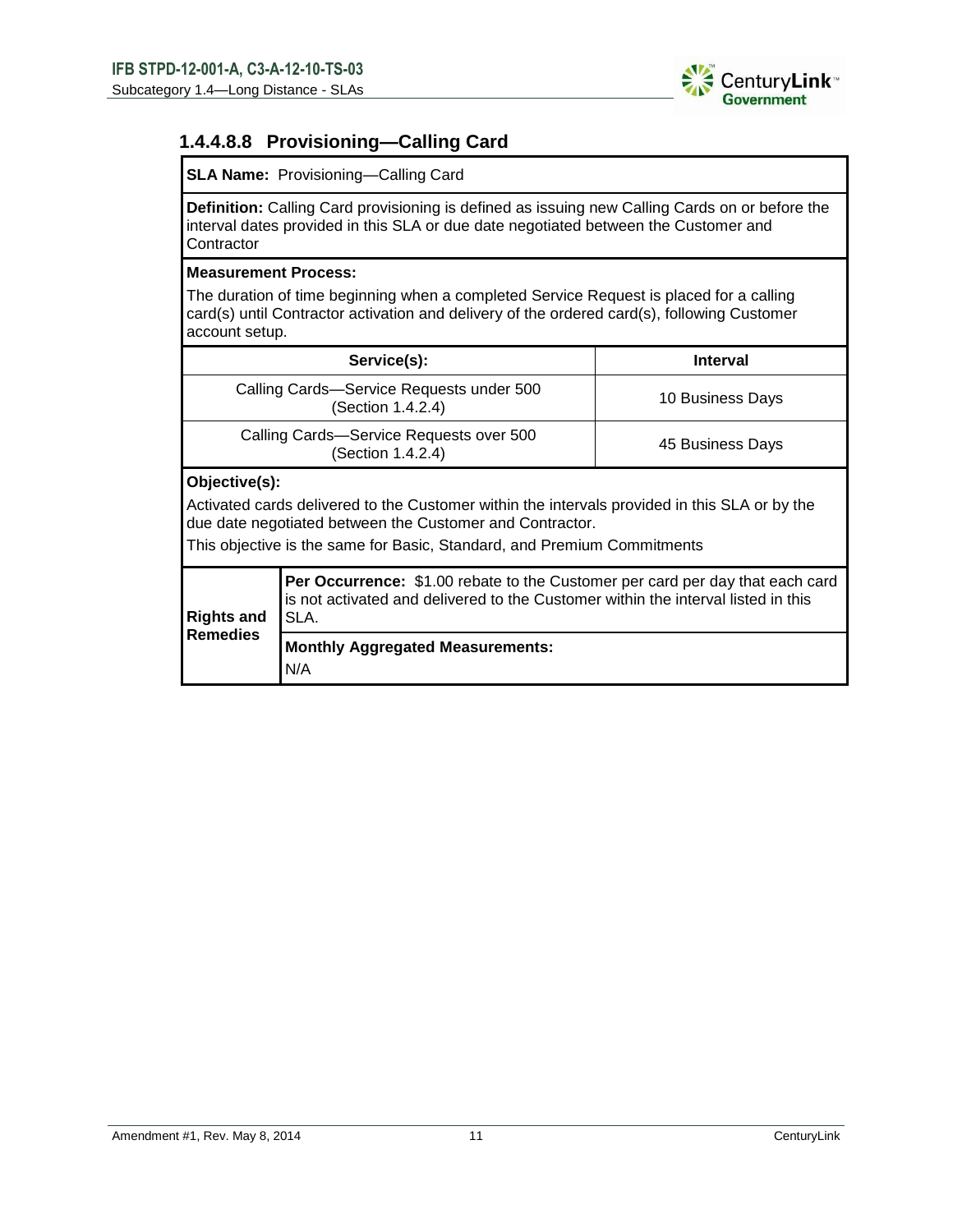### 1.4.4.8.8 Provisioning—Calling Card

**SLA Name:** Provisioning—Calling Card

**Definition:** Calling Card provisioning is defined as issuing new Calling Cards on or before the interval dates provided in this SLA or due date negotiated between the Customer and Contractor

**Measurement Process:**

The duration of time beginning when a completed Service Request is placed for a calling card(s) until Contractor activation and delivery of the ordered card(s), following Customer account setup.

| Service(s): | Interval |
|---|---|
| Calling Cards—Service Requests under 500 (Section 1.4.2.4) | 10 Business Days |
| Calling Cards—Service Requests over 500 (Section 1.4.2.4) | 45 Business Days |

**Objective(s):**

Activated cards delivered to the Customer within the intervals provided in this SLA or by the due date negotiated between the Customer and Contractor.

This objective is the same for Basic, Standard, and Premium Commitments

| | |
|---|---|
| **Rights and Remedies** | **Per Occurrence:** \$1.00 rebate to the Customer per card per day that each card is not activated and delivered to the Customer within the interval listed in this SLA. |
| | **Monthly Aggregated Measurements:** N/A |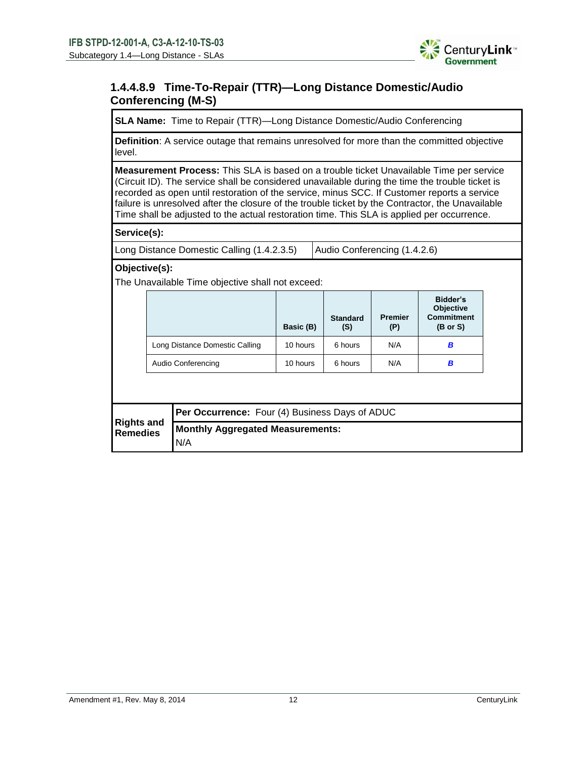### 1.4.4.8.9 Time-To-Repair (TTR)—Long Distance Domestic/Audio Conferencing (M-S)

**SLA Name:** Time to Repair (TTR)—Long Distance Domestic/Audio Conferencing

**Definition**: A service outage that remains unresolved for more than the committed objective level.

**Measurement Process:** This SLA is based on a trouble ticket Unavailable Time per service (Circuit ID). The service shall be considered unavailable during the time the trouble ticket is recorded as open until restoration of the service, minus SCC. If Customer reports a service failure is unresolved after the closure of the trouble ticket by the Contractor, the Unavailable Time shall be adjusted to the actual restoration time. This SLA is applied per occurrence.

**Service(s):**

| | |
|---|---|
| Long Distance Domestic Calling (1.4.2.3.5) | Audio Conferencing (1.4.2.6) |

**Objective(s):**

The Unavailable Time objective shall not exceed:

| | Basic (B) | Standard (S) | Premier (P) | Bidder's Objective Commitment (B or S) |
|---|---|---|---|---|
| Long Distance Domestic Calling | 10 hours | 6 hours | N/A | ***B*** |
| Audio Conferencing | 10 hours | 6 hours | N/A | ***B*** |

| | |
|---|---|
| **Rights and Remedies** | **Per Occurrence:** Four (4) Business Days of ADUC |
| | **Monthly Aggregated Measurements:** N/A |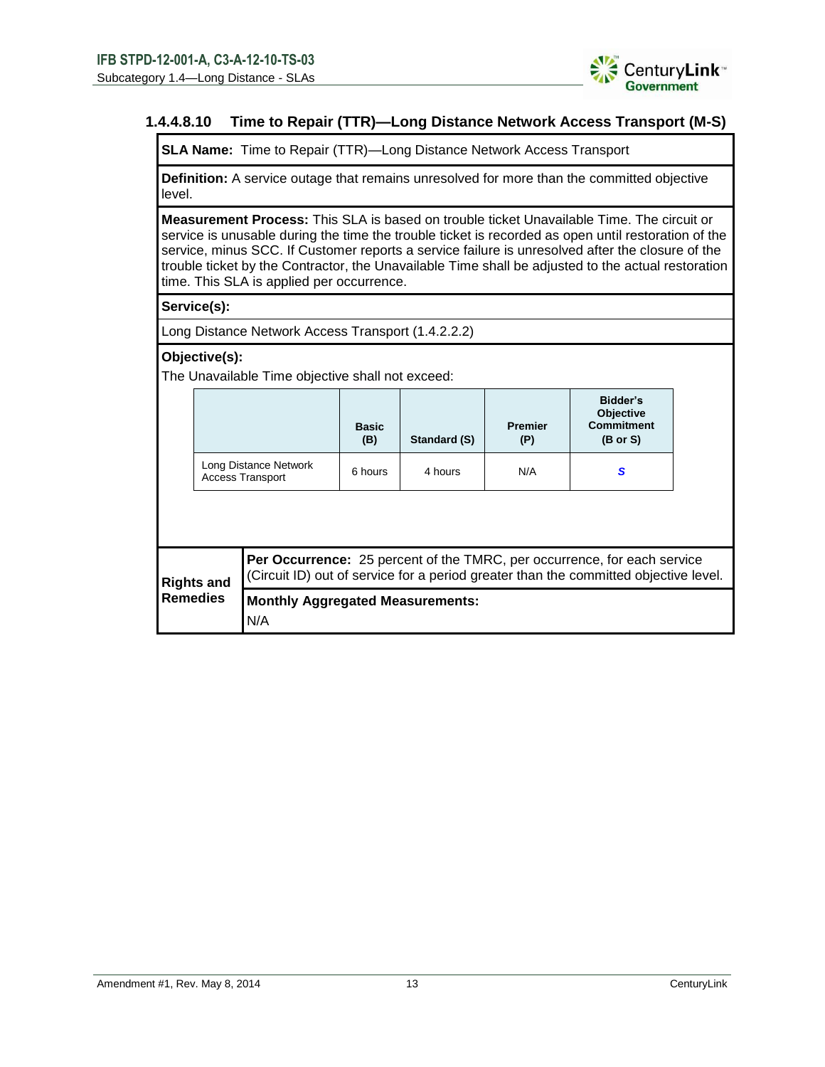#### 1.4.4.8.10 Time to Repair (TTR)—Long Distance Network Access Transport (M-S)

**SLA Name:** Time to Repair (TTR)—Long Distance Network Access Transport

**Definition:** A service outage that remains unresolved for more than the committed objective level.

**Measurement Process:** This SLA is based on trouble ticket Unavailable Time. The circuit or service is unusable during the time the trouble ticket is recorded as open until restoration of the service, minus SCC. If Customer reports a service failure is unresolved after the closure of the trouble ticket by the Contractor, the Unavailable Time shall be adjusted to the actual restoration time. This SLA is applied per occurrence.

**Service(s):**

Long Distance Network Access Transport (1.4.2.2.2)

**Objective(s):**

The Unavailable Time objective shall not exceed:

| | Basic (B) | Standard (S) | Premier (P) | Bidder's Objective Commitment (B or S) |
|---|---|---|---|---|
| Long Distance Network Access Transport | 6 hours | 4 hours | N/A | ***S*** |

**Rights and Remedies**

**Per Occurrence:** 25 percent of the TMRC, per occurrence, for each service (Circuit ID) out of service for a period greater than the committed objective level.

**Monthly Aggregated Measurements:**

N/A